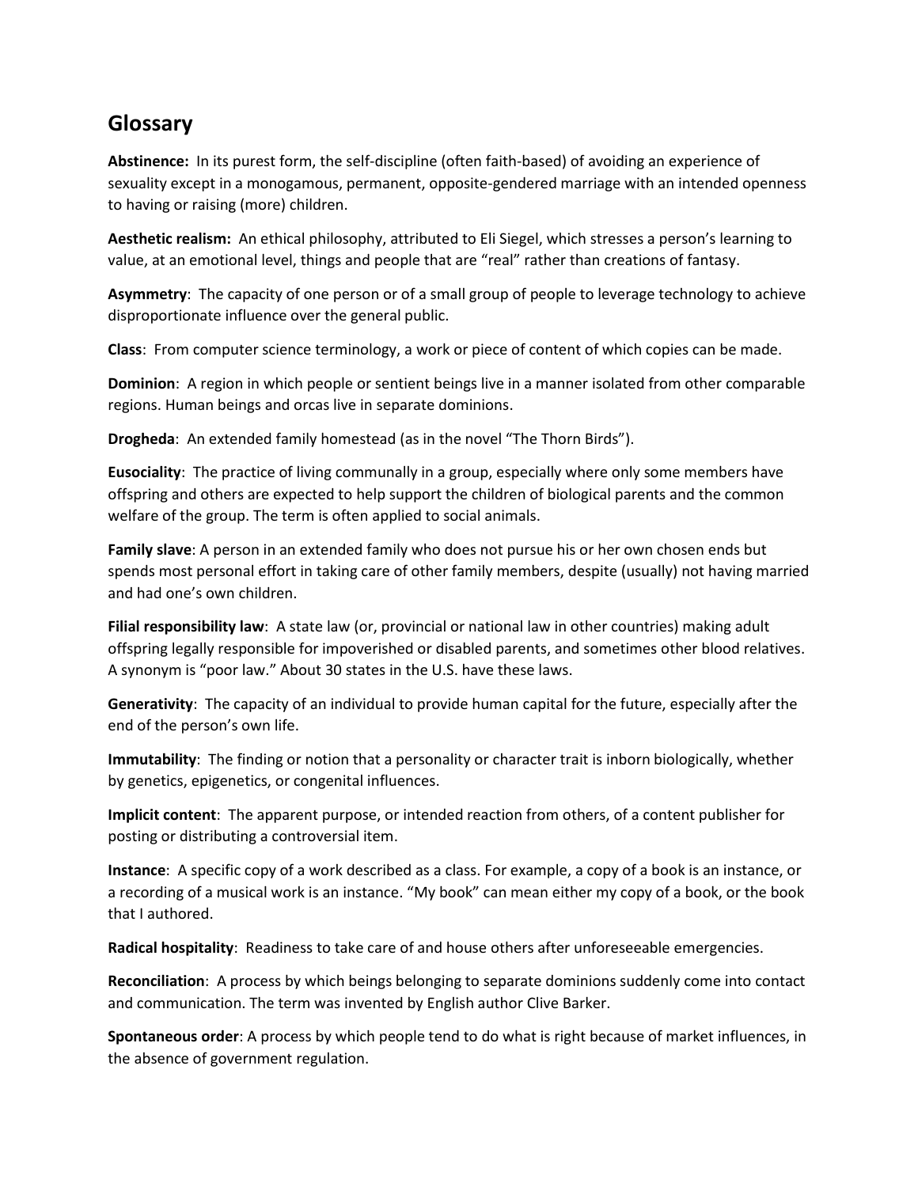## Glossary

**Abstinence:** In its purest form, the self-discipline (often faith-based) of avoiding an experience of sexuality except in a monogamous, permanent, opposite-gendered marriage with an intended openness to having or raising (more) children.

**Aesthetic realism:** An ethical philosophy, attributed to Eli Siegel, which stresses a person's learning to value, at an emotional level, things and people that are "real" rather than creations of fantasy.

**Asymmetry**: The capacity of one person or of a small group of people to leverage technology to achieve disproportionate influence over the general public.

**Class**: From computer science terminology, a work or piece of content of which copies can be made.

**Dominion**: A region in which people or sentient beings live in a manner isolated from other comparable regions. Human beings and orcas live in separate dominions.

**Drogheda**: An extended family homestead (as in the novel "The Thorn Birds").

**Eusociality**: The practice of living communally in a group, especially where only some members have offspring and others are expected to help support the children of biological parents and the common welfare of the group. The term is often applied to social animals.

**Family slave**: A person in an extended family who does not pursue his or her own chosen ends but spends most personal effort in taking care of other family members, despite (usually) not having married and had one's own children.

**Filial responsibility law**: A state law (or, provincial or national law in other countries) making adult offspring legally responsible for impoverished or disabled parents, and sometimes other blood relatives. A synonym is "poor law." About 30 states in the U.S. have these laws.

**Generativity**: The capacity of an individual to provide human capital for the future, especially after the end of the person's own life.

**Immutability**: The finding or notion that a personality or character trait is inborn biologically, whether by genetics, epigenetics, or congenital influences.

**Implicit content**: The apparent purpose, or intended reaction from others, of a content publisher for posting or distributing a controversial item.

**Instance**: A specific copy of a work described as a class. For example, a copy of a book is an instance, or a recording of a musical work is an instance. "My book" can mean either my copy of a book, or the book that I authored.

**Radical hospitality**: Readiness to take care of and house others after unforeseeable emergencies.

**Reconciliation**: A process by which beings belonging to separate dominions suddenly come into contact and communication. The term was invented by English author Clive Barker.

**Spontaneous order**: A process by which people tend to do what is right because of market influences, in the absence of government regulation.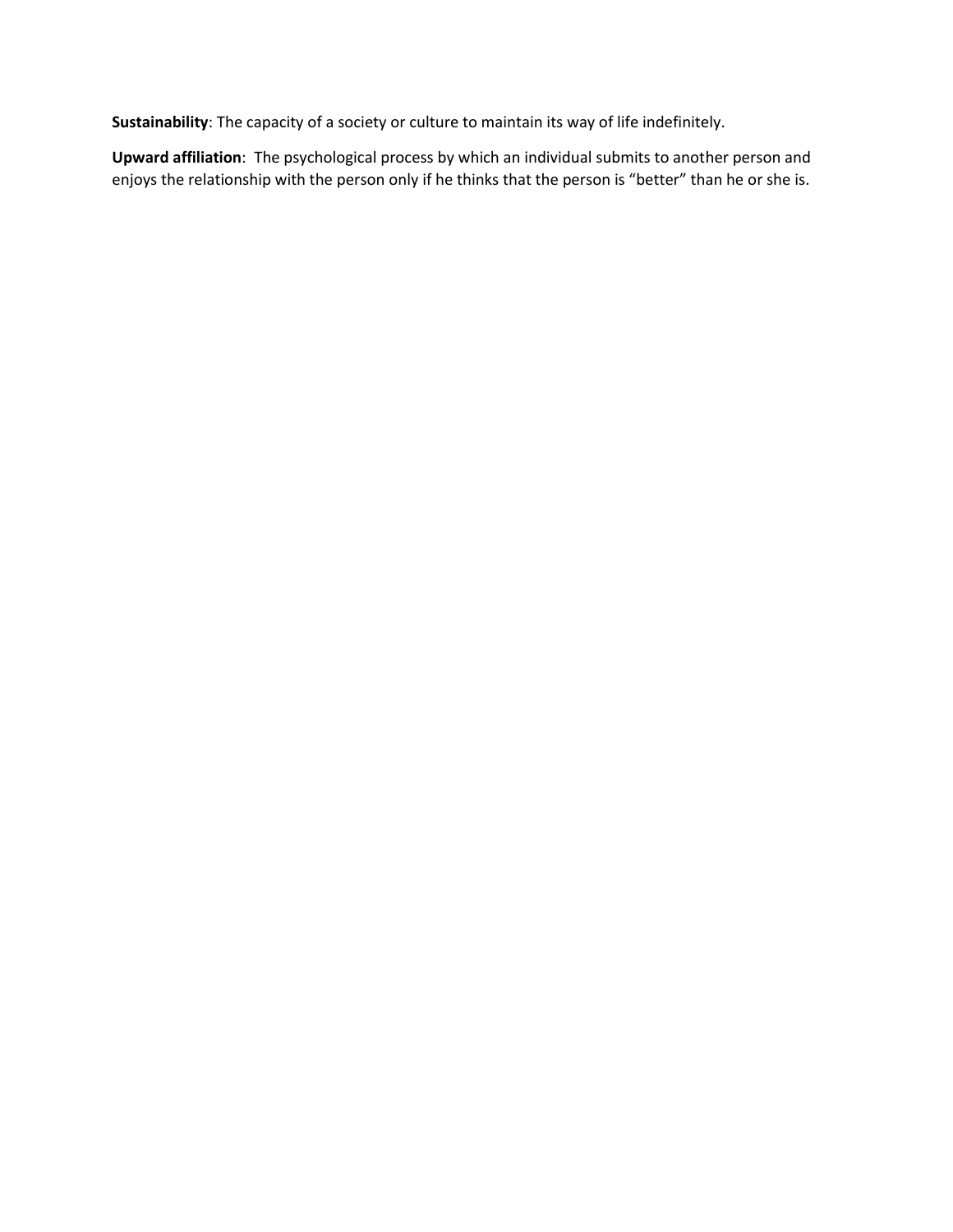**Sustainability**: The capacity of a society or culture to maintain its way of life indefinitely.

**Upward affiliation**: The psychological process by which an individual submits to another person and enjoys the relationship with the person only if he thinks that the person is "better" than he or she is.